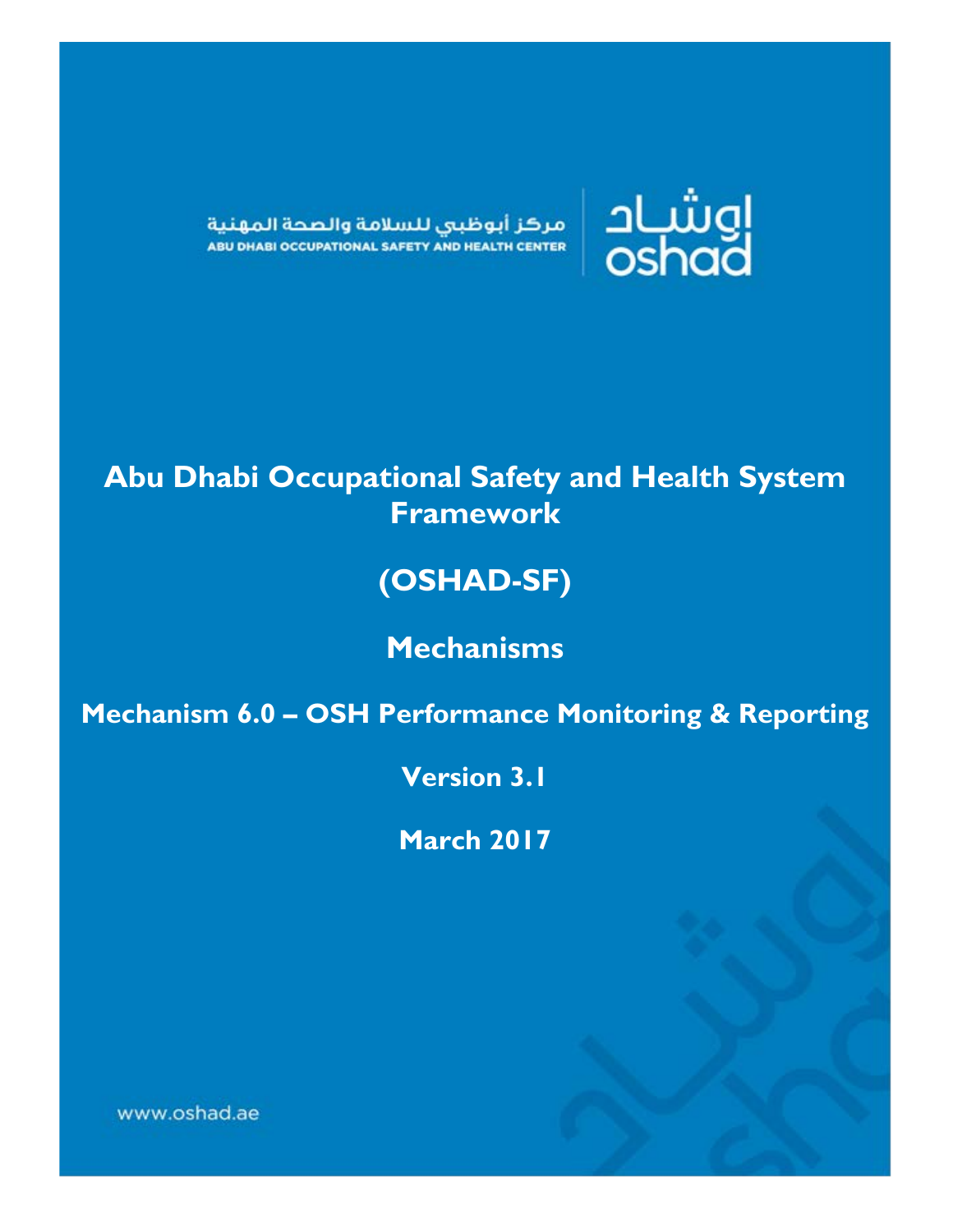مركز أبوظبي للسلامة والصحة المهنية
ABU DHABI OCCUPATIONAL SAFETY AND HEALTH CENTER

اوشاد
oshad

# Abu Dhabi Occupational Safety and Health System Framework

# (OSHAD-SF)

## Mechanisms

## Mechanism 6.0 – OSH Performance Monitoring & Reporting

**Version 3.1**

**March 2017**

www.oshad.ae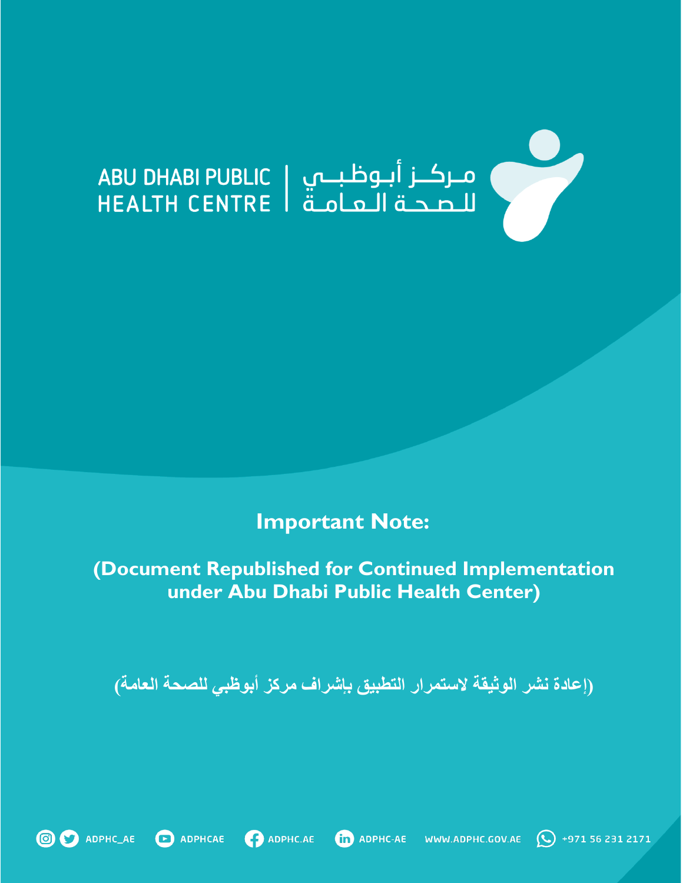ABU DHABI PUBLIC HEALTH CENTRE | مـركــز أبـوظـبــي للـصـحـة الـعـامـة

## Important Note:

**(Document Republished for Continued Implementation under Abu Dhabi Public Health Center)**

**(إعادة نشر الوثيقة لاستمرار التطبيق بإشراف مركز أبوظبي للصحة العامة)**

ADPHC_AE ADPHCAE ADPHC.AE ADPHC-AE WWW.ADPHC.GOV.AE +971 56 231 2171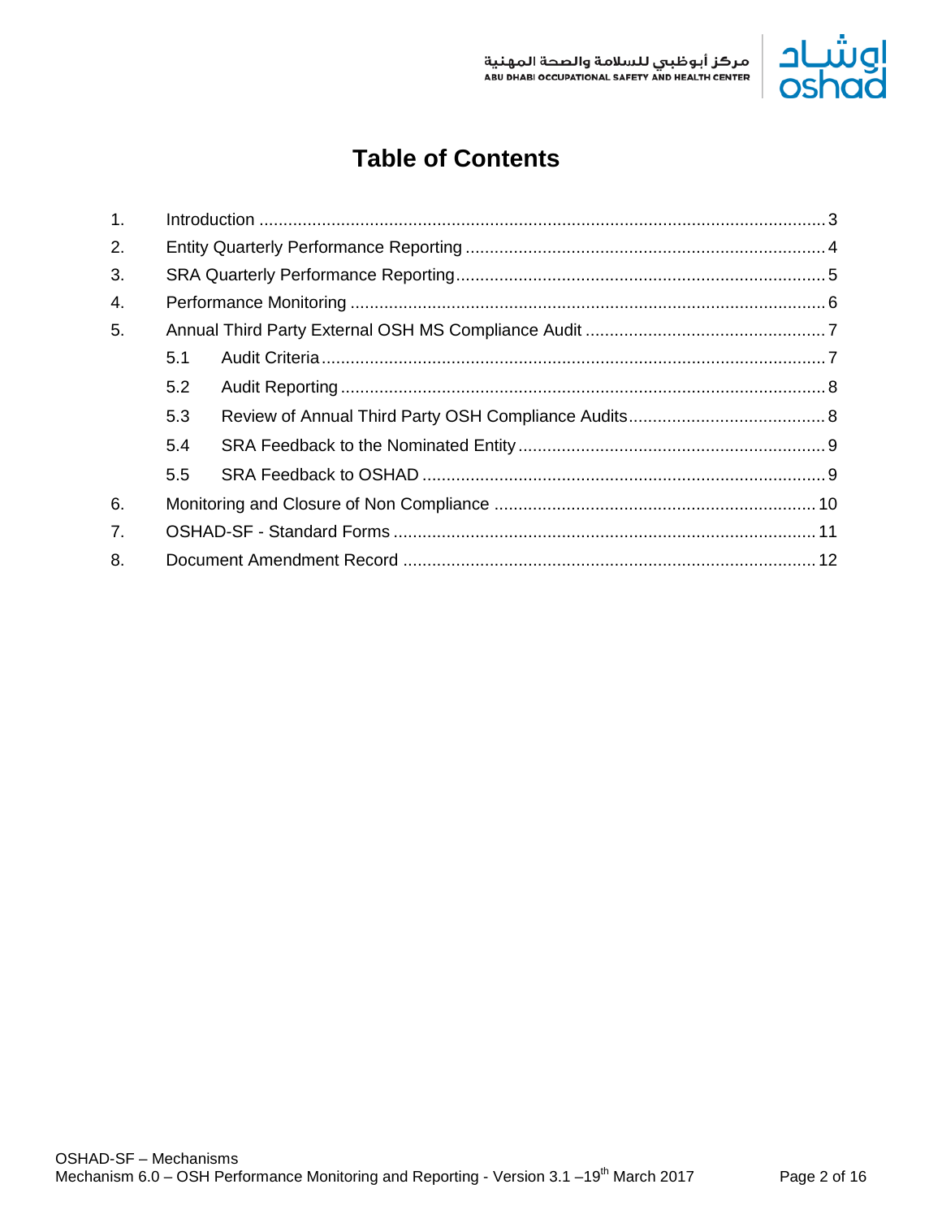# Table of Contents

1. Introduction ..... 3
2. Entity Quarterly Performance Reporting ..... 4
3. SRA Quarterly Performance Reporting ..... 5
4. Performance Monitoring ..... 6
5. Annual Third Party External OSH MS Compliance Audit ..... 7
   - 5.1 Audit Criteria ..... 7
   - 5.2 Audit Reporting ..... 8
   - 5.3 Review of Annual Third Party OSH Compliance Audits ..... 8
   - 5.4 SRA Feedback to the Nominated Entity ..... 9
   - 5.5 SRA Feedback to OSHAD ..... 9
6. Monitoring and Closure of Non Compliance ..... 10
7. OSHAD-SF - Standard Forms ..... 11
8. Document Amendment Record ..... 12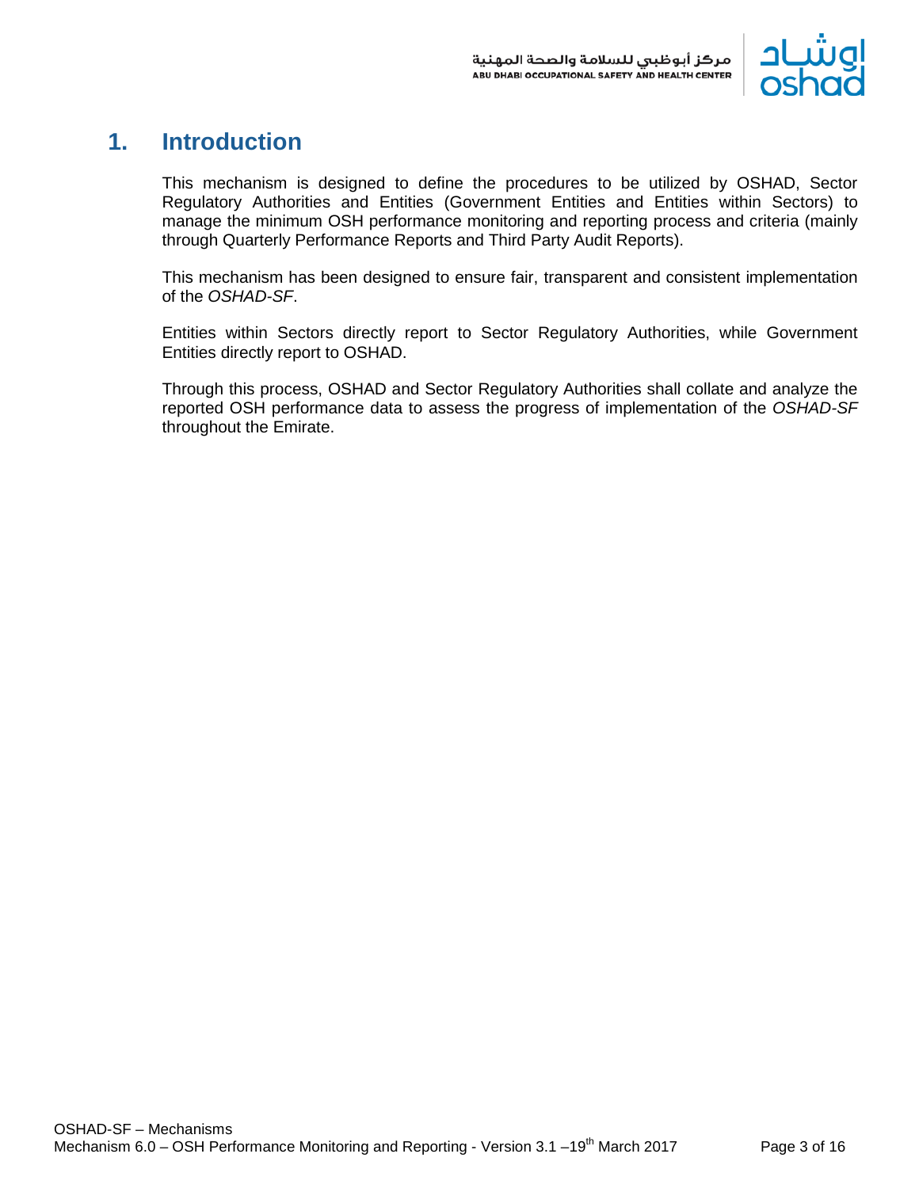# 1. Introduction

This mechanism is designed to define the procedures to be utilized by OSHAD, Sector Regulatory Authorities and Entities (Government Entities and Entities within Sectors) to manage the minimum OSH performance monitoring and reporting process and criteria (mainly through Quarterly Performance Reports and Third Party Audit Reports).

This mechanism has been designed to ensure fair, transparent and consistent implementation of the *OSHAD-SF*.

Entities within Sectors directly report to Sector Regulatory Authorities, while Government Entities directly report to OSHAD.

Through this process, OSHAD and Sector Regulatory Authorities shall collate and analyze the reported OSH performance data to assess the progress of implementation of the *OSHAD-SF* throughout the Emirate.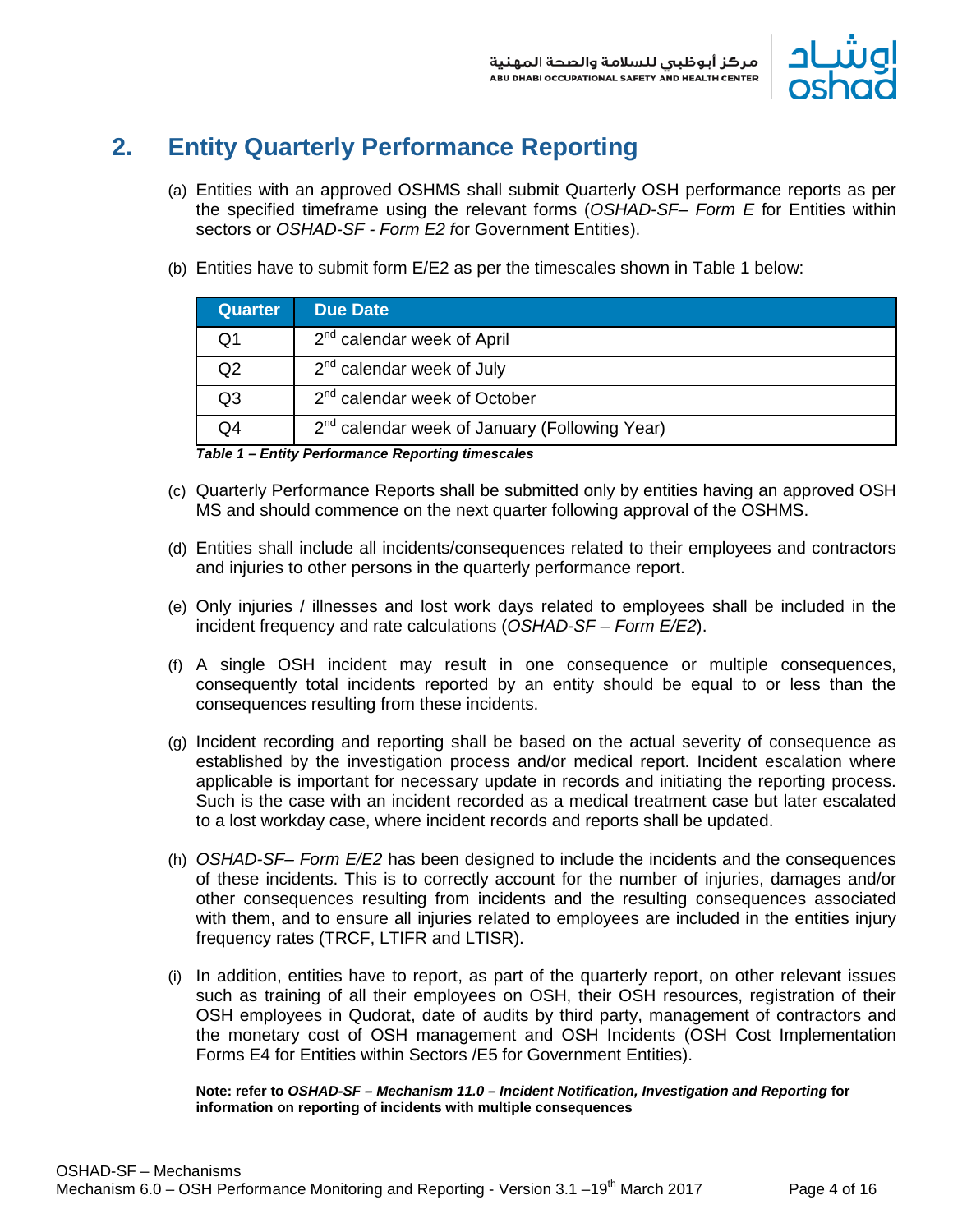## 2. Entity Quarterly Performance Reporting

(a) Entities with an approved OSHMS shall submit Quarterly OSH performance reports as per the specified timeframe using the relevant forms (*OSHAD-SF– Form E* for Entities within sectors or *OSHAD-SF - Form E2 f*or Government Entities).

(b) Entities have to submit form E/E2 as per the timescales shown in Table 1 below:

| Quarter | Due Date |
|---|---|
| Q1 | 2nd calendar week of April |
| Q2 | 2nd calendar week of July |
| Q3 | 2nd calendar week of October |
| Q4 | 2nd calendar week of January (Following Year) |

***Table 1 – Entity Performance Reporting timescales***

(c) Quarterly Performance Reports shall be submitted only by entities having an approved OSH MS and should commence on the next quarter following approval of the OSHMS.

(d) Entities shall include all incidents/consequences related to their employees and contractors and injuries to other persons in the quarterly performance report.

(e) Only injuries / illnesses and lost work days related to employees shall be included in the incident frequency and rate calculations (*OSHAD-SF – Form E/E2*).

(f) A single OSH incident may result in one consequence or multiple consequences, consequently total incidents reported by an entity should be equal to or less than the consequences resulting from these incidents.

(g) Incident recording and reporting shall be based on the actual severity of consequence as established by the investigation process and/or medical report. Incident escalation where applicable is important for necessary update in records and initiating the reporting process. Such is the case with an incident recorded as a medical treatment case but later escalated to a lost workday case, where incident records and reports shall be updated.

(h) *OSHAD-SF– Form E/E2* has been designed to include the incidents and the consequences of these incidents. This is to correctly account for the number of injuries, damages and/or other consequences resulting from incidents and the resulting consequences associated with them, and to ensure all injuries related to employees are included in the entities injury frequency rates (TRCF, LTIFR and LTISR).

(i) In addition, entities have to report, as part of the quarterly report, on other relevant issues such as training of all their employees on OSH, their OSH resources, registration of their OSH employees in Qudorat, date of audits by third party, management of contractors and the monetary cost of OSH management and OSH Incidents (OSH Cost Implementation Forms E4 for Entities within Sectors /E5 for Government Entities).

**Note: refer to *OSHAD-SF – Mechanism 11.0 – Incident Notification, Investigation and Reporting* for information on reporting of incidents with multiple consequences**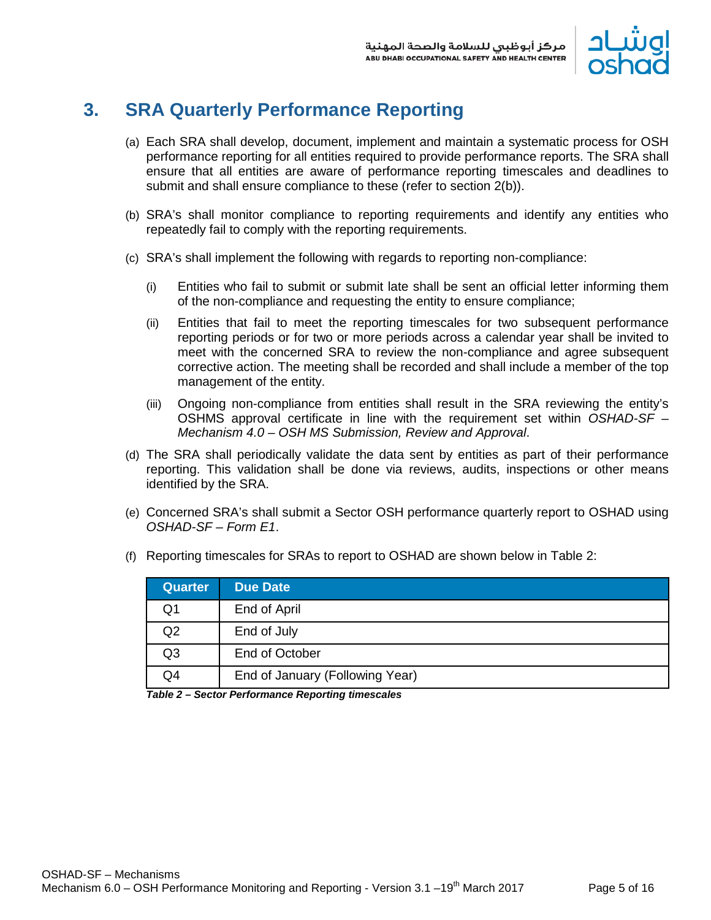## 3. SRA Quarterly Performance Reporting

(a) Each SRA shall develop, document, implement and maintain a systematic process for OSH performance reporting for all entities required to provide performance reports. The SRA shall ensure that all entities are aware of performance reporting timescales and deadlines to submit and shall ensure compliance to these (refer to section 2(b)).

(b) SRA's shall monitor compliance to reporting requirements and identify any entities who repeatedly fail to comply with the reporting requirements.

(c) SRA's shall implement the following with regards to reporting non-compliance:

   (i) Entities who fail to submit or submit late shall be sent an official letter informing them of the non-compliance and requesting the entity to ensure compliance;

   (ii) Entities that fail to meet the reporting timescales for two subsequent performance reporting periods or for two or more periods across a calendar year shall be invited to meet with the concerned SRA to review the non-compliance and agree subsequent corrective action. The meeting shall be recorded and shall include a member of the top management of the entity.

   (iii) Ongoing non-compliance from entities shall result in the SRA reviewing the entity's OSHMS approval certificate in line with the requirement set within *OSHAD-SF – Mechanism 4.0 – OSH MS Submission, Review and Approval*.

(d) The SRA shall periodically validate the data sent by entities as part of their performance reporting. This validation shall be done via reviews, audits, inspections or other means identified by the SRA.

(e) Concerned SRA's shall submit a Sector OSH performance quarterly report to OSHAD using *OSHAD-SF – Form E1*.

(f) Reporting timescales for SRAs to report to OSHAD are shown below in Table 2:

| Quarter | Due Date |
|---|---|
| Q1 | End of April |
| Q2 | End of July |
| Q3 | End of October |
| Q4 | End of January (Following Year) |

***Table 2 – Sector Performance Reporting timescales***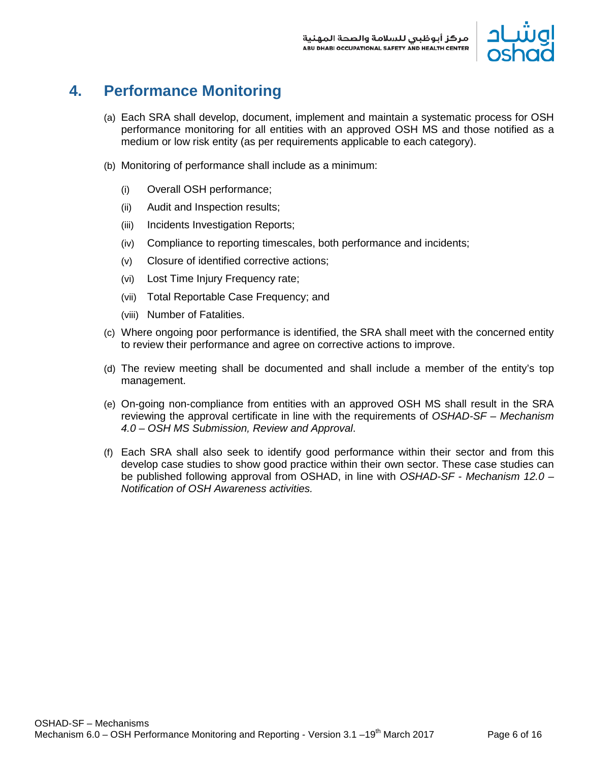# 4. Performance Monitoring

(a) Each SRA shall develop, document, implement and maintain a systematic process for OSH performance monitoring for all entities with an approved OSH MS and those notified as a medium or low risk entity (as per requirements applicable to each category).

(b) Monitoring of performance shall include as a minimum:

  (i) Overall OSH performance;

  (ii) Audit and Inspection results;

  (iii) Incidents Investigation Reports;

  (iv) Compliance to reporting timescales, both performance and incidents;

  (v) Closure of identified corrective actions;

  (vi) Lost Time Injury Frequency rate;

  (vii) Total Reportable Case Frequency; and

  (viii) Number of Fatalities.

(c) Where ongoing poor performance is identified, the SRA shall meet with the concerned entity to review their performance and agree on corrective actions to improve.

(d) The review meeting shall be documented and shall include a member of the entity's top management.

(e) On-going non-compliance from entities with an approved OSH MS shall result in the SRA reviewing the approval certificate in line with the requirements of *OSHAD-SF – Mechanism 4.0 – OSH MS Submission, Review and Approval*.

(f) Each SRA shall also seek to identify good performance within their sector and from this develop case studies to show good practice within their own sector. These case studies can be published following approval from OSHAD, in line with *OSHAD-SF - Mechanism 12.0 – Notification of OSH Awareness activities.*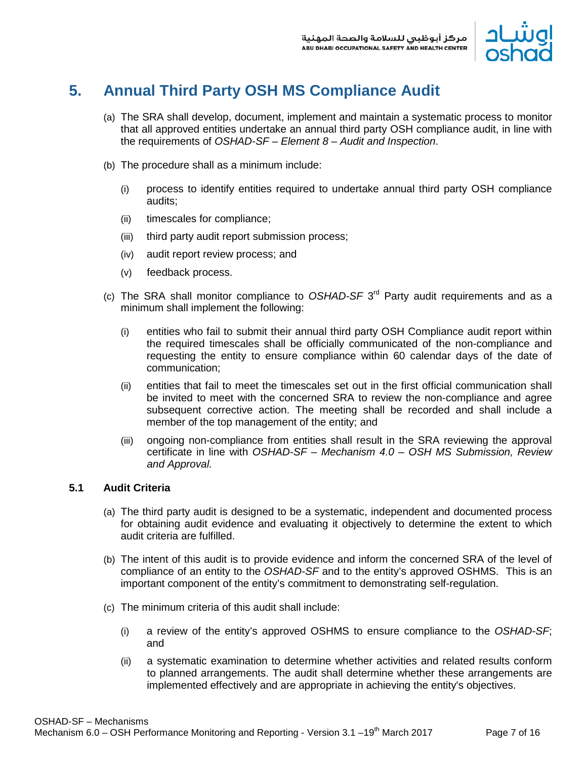# 5. Annual Third Party OSH MS Compliance Audit

(a) The SRA shall develop, document, implement and maintain a systematic process to monitor that all approved entities undertake an annual third party OSH compliance audit, in line with the requirements of *OSHAD-SF – Element 8 – Audit and Inspection*.

(b) The procedure shall as a minimum include:

- (i) process to identify entities required to undertake annual third party OSH compliance audits;
- (ii) timescales for compliance;
- (iii) third party audit report submission process;
- (iv) audit report review process; and
- (v) feedback process.

(c) The SRA shall monitor compliance to *OSHAD-SF* 3rd Party audit requirements and as a minimum shall implement the following:

- (i) entities who fail to submit their annual third party OSH Compliance audit report within the required timescales shall be officially communicated of the non-compliance and requesting the entity to ensure compliance within 60 calendar days of the date of communication;
- (ii) entities that fail to meet the timescales set out in the first official communication shall be invited to meet with the concerned SRA to review the non-compliance and agree subsequent corrective action. The meeting shall be recorded and shall include a member of the top management of the entity; and
- (iii) ongoing non-compliance from entities shall result in the SRA reviewing the approval certificate in line with *OSHAD-SF – Mechanism 4.0 – OSH MS Submission, Review and Approval.*

### 5.1 Audit Criteria

(a) The third party audit is designed to be a systematic, independent and documented process for obtaining audit evidence and evaluating it objectively to determine the extent to which audit criteria are fulfilled.

(b) The intent of this audit is to provide evidence and inform the concerned SRA of the level of compliance of an entity to the *OSHAD-SF* and to the entity's approved OSHMS. This is an important component of the entity's commitment to demonstrating self-regulation.

(c) The minimum criteria of this audit shall include:

- (i) a review of the entity's approved OSHMS to ensure compliance to the *OSHAD-SF*; and
- (ii) a systematic examination to determine whether activities and related results conform to planned arrangements. The audit shall determine whether these arrangements are implemented effectively and are appropriate in achieving the entity's objectives.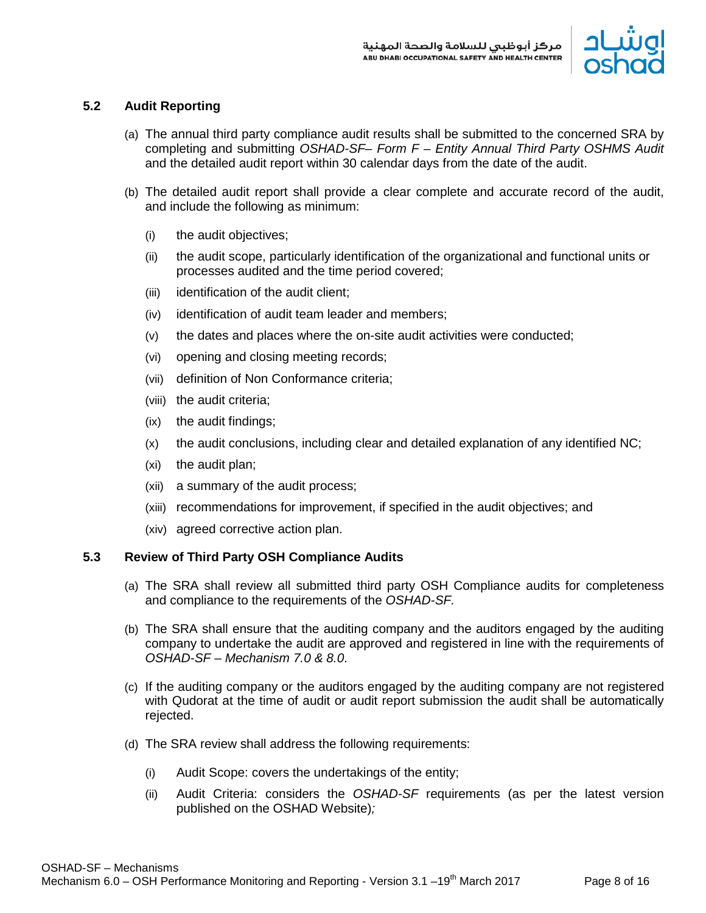## 5.2 Audit Reporting

(a) The annual third party compliance audit results shall be submitted to the concerned SRA by completing and submitting *OSHAD-SF– Form F – Entity Annual Third Party OSHMS Audit* and the detailed audit report within 30 calendar days from the date of the audit.

(b) The detailed audit report shall provide a clear complete and accurate record of the audit, and include the following as minimum:

- (i) the audit objectives;
- (ii) the audit scope, particularly identification of the organizational and functional units or processes audited and the time period covered;
- (iii) identification of the audit client;
- (iv) identification of audit team leader and members;
- (v) the dates and places where the on-site audit activities were conducted;
- (vi) opening and closing meeting records;
- (vii) definition of Non Conformance criteria;
- (viii) the audit criteria;
- (ix) the audit findings;
- (x) the audit conclusions, including clear and detailed explanation of any identified NC;
- (xi) the audit plan;
- (xii) a summary of the audit process;
- (xiii) recommendations for improvement, if specified in the audit objectives; and
- (xiv) agreed corrective action plan.

## 5.3 Review of Third Party OSH Compliance Audits

(a) The SRA shall review all submitted third party OSH Compliance audits for completeness and compliance to the requirements of the *OSHAD-SF.*

(b) The SRA shall ensure that the auditing company and the auditors engaged by the auditing company to undertake the audit are approved and registered in line with the requirements of *OSHAD-SF – Mechanism 7.0 & 8.0*.

(c) If the auditing company or the auditors engaged by the auditing company are not registered with Qudorat at the time of audit or audit report submission the audit shall be automatically rejected.

(d) The SRA review shall address the following requirements:

- (i) Audit Scope: covers the undertakings of the entity;
- (ii) Audit Criteria: considers the *OSHAD-SF* requirements (as per the latest version published on the OSHAD Website)*;*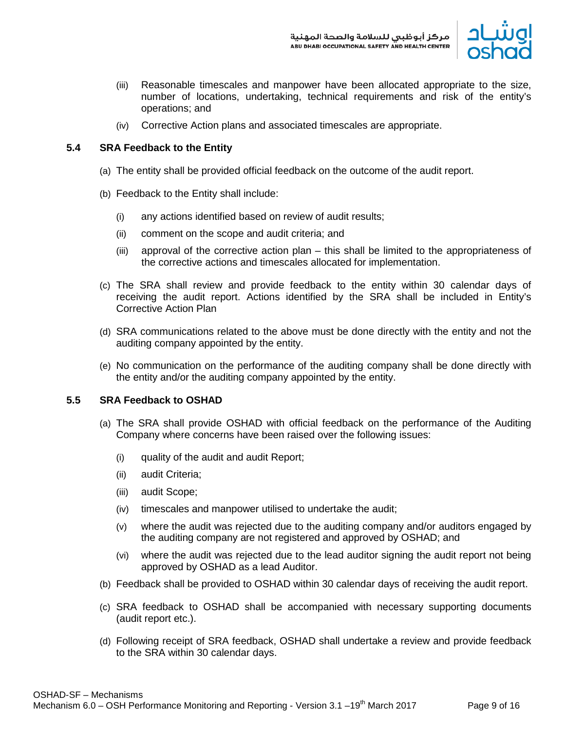(iii) Reasonable timescales and manpower have been allocated appropriate to the size, number of locations, undertaking, technical requirements and risk of the entity's operations; and

(iv) Corrective Action plans and associated timescales are appropriate.

### 5.4 SRA Feedback to the Entity

(a) The entity shall be provided official feedback on the outcome of the audit report.

(b) Feedback to the Entity shall include:

(i) any actions identified based on review of audit results;

(ii) comment on the scope and audit criteria; and

(iii) approval of the corrective action plan – this shall be limited to the appropriateness of the corrective actions and timescales allocated for implementation.

(c) The SRA shall review and provide feedback to the entity within 30 calendar days of receiving the audit report. Actions identified by the SRA shall be included in Entity's Corrective Action Plan

(d) SRA communications related to the above must be done directly with the entity and not the auditing company appointed by the entity.

(e) No communication on the performance of the auditing company shall be done directly with the entity and/or the auditing company appointed by the entity.

### 5.5 SRA Feedback to OSHAD

(a) The SRA shall provide OSHAD with official feedback on the performance of the Auditing Company where concerns have been raised over the following issues:

(i) quality of the audit and audit Report;

(ii) audit Criteria;

(iii) audit Scope;

(iv) timescales and manpower utilised to undertake the audit;

(v) where the audit was rejected due to the auditing company and/or auditors engaged by the auditing company are not registered and approved by OSHAD; and

(vi) where the audit was rejected due to the lead auditor signing the audit report not being approved by OSHAD as a lead Auditor.

(b) Feedback shall be provided to OSHAD within 30 calendar days of receiving the audit report.

(c) SRA feedback to OSHAD shall be accompanied with necessary supporting documents (audit report etc.).

(d) Following receipt of SRA feedback, OSHAD shall undertake a review and provide feedback to the SRA within 30 calendar days.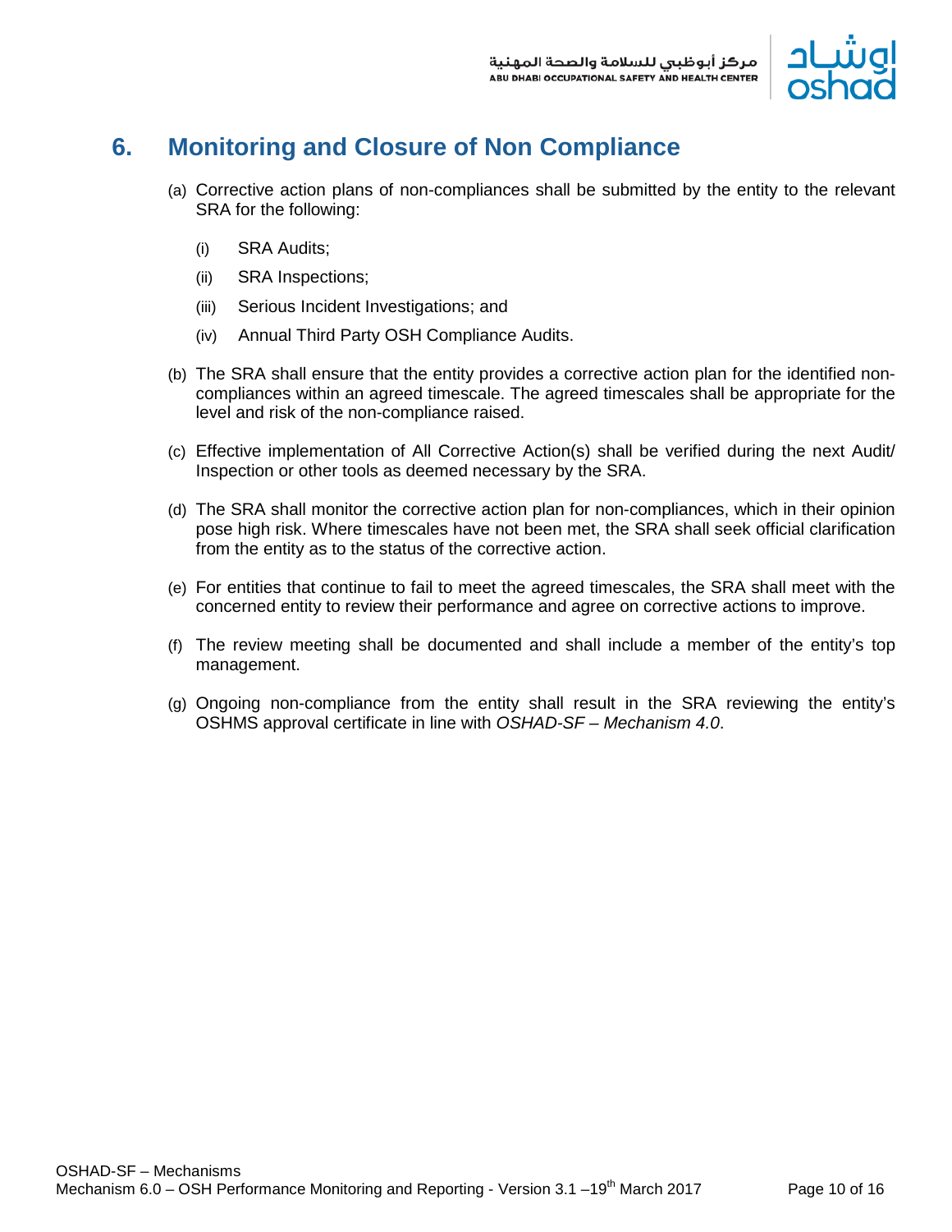# 6. Monitoring and Closure of Non Compliance

(a) Corrective action plans of non-compliances shall be submitted by the entity to the relevant SRA for the following:

- (i) SRA Audits;
- (ii) SRA Inspections;
- (iii) Serious Incident Investigations; and
- (iv) Annual Third Party OSH Compliance Audits.

(b) The SRA shall ensure that the entity provides a corrective action plan for the identified non-compliances within an agreed timescale. The agreed timescales shall be appropriate for the level and risk of the non-compliance raised.

(c) Effective implementation of All Corrective Action(s) shall be verified during the next Audit/ Inspection or other tools as deemed necessary by the SRA.

(d) The SRA shall monitor the corrective action plan for non-compliances, which in their opinion pose high risk. Where timescales have not been met, the SRA shall seek official clarification from the entity as to the status of the corrective action.

(e) For entities that continue to fail to meet the agreed timescales, the SRA shall meet with the concerned entity to review their performance and agree on corrective actions to improve.

(f) The review meeting shall be documented and shall include a member of the entity's top management.

(g) Ongoing non-compliance from the entity shall result in the SRA reviewing the entity's OSHMS approval certificate in line with *OSHAD-SF – Mechanism 4.0*.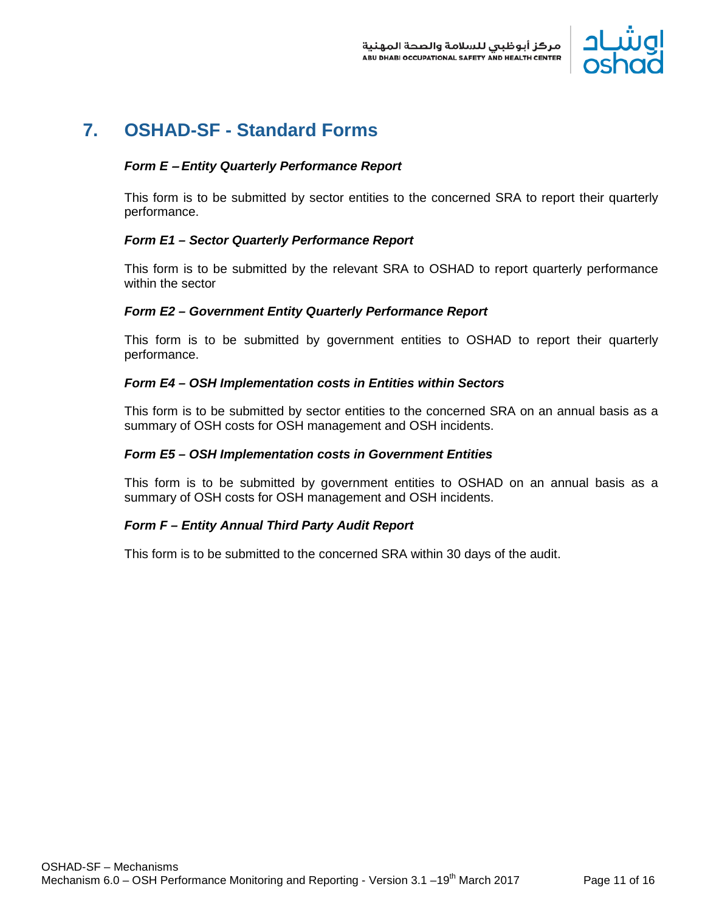# 7. OSHAD-SF - Standard Forms

### *Form E – Entity Quarterly Performance Report*

This form is to be submitted by sector entities to the concerned SRA to report their quarterly performance.

### *Form E1 – Sector Quarterly Performance Report*

This form is to be submitted by the relevant SRA to OSHAD to report quarterly performance within the sector

### *Form E2 – Government Entity Quarterly Performance Report*

This form is to be submitted by government entities to OSHAD to report their quarterly performance.

### *Form E4 – OSH Implementation costs in Entities within Sectors*

This form is to be submitted by sector entities to the concerned SRA on an annual basis as a summary of OSH costs for OSH management and OSH incidents.

### *Form E5 – OSH Implementation costs in Government Entities*

This form is to be submitted by government entities to OSHAD on an annual basis as a summary of OSH costs for OSH management and OSH incidents.

### *Form F – Entity Annual Third Party Audit Report*

This form is to be submitted to the concerned SRA within 30 days of the audit.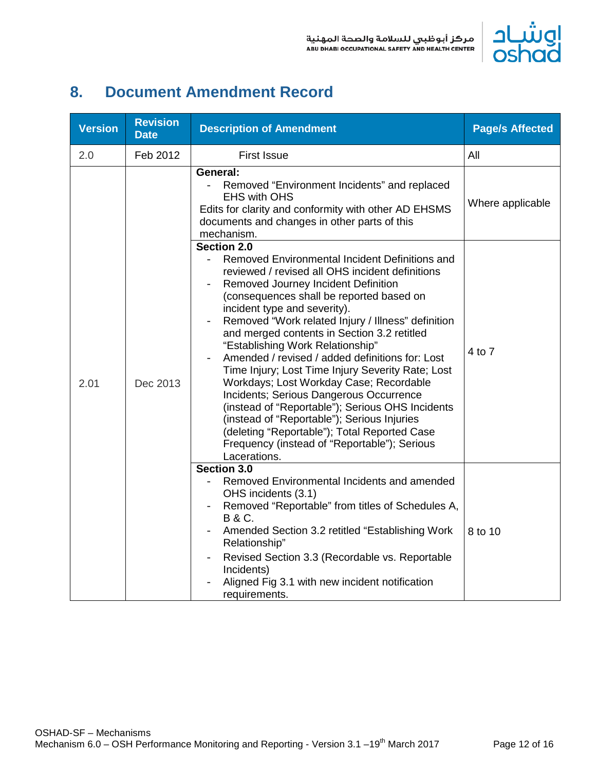## 8. Document Amendment Record

| Version | Revision Date | Description of Amendment | Page/s Affected |
|---|---|---|---|
| 2.0 | Feb 2012 | First Issue | All |
| 2.01 | Dec 2013 | **General:**<br>- Removed "Environment Incidents" and replaced EHS with OHS<br>Edits for clarity and conformity with other AD EHSMS documents and changes in other parts of this mechanism. | Where applicable |
| | | **Section 2.0**<br>- Removed Environmental Incident Definitions and reviewed / revised all OHS incident definitions<br>- Removed Journey Incident Definition (consequences shall be reported based on incident type and severity).<br>- Removed "Work related Injury / Illness" definition and merged contents in Section 3.2 retitled "Establishing Work Relationship"<br>- Amended / revised / added definitions for: Lost Time Injury; Lost Time Injury Severity Rate; Lost Workdays; Lost Workday Case; Recordable Incidents; Serious Dangerous Occurrence (instead of "Reportable"); Serious OHS Incidents (instead of "Reportable"); Serious Injuries (deleting "Reportable"); Total Reported Case Frequency (instead of "Reportable"); Serious Lacerations. | 4 to 7 |
| | | **Section 3.0**<br>- Removed Environmental Incidents and amended OHS incidents (3.1)<br>- Removed "Reportable" from titles of Schedules A, B & C.<br>- Amended Section 3.2 retitled "Establishing Work Relationship"<br>- Revised Section 3.3 (Recordable vs. Reportable Incidents)<br>- Aligned Fig 3.1 with new incident notification requirements. | 8 to 10 |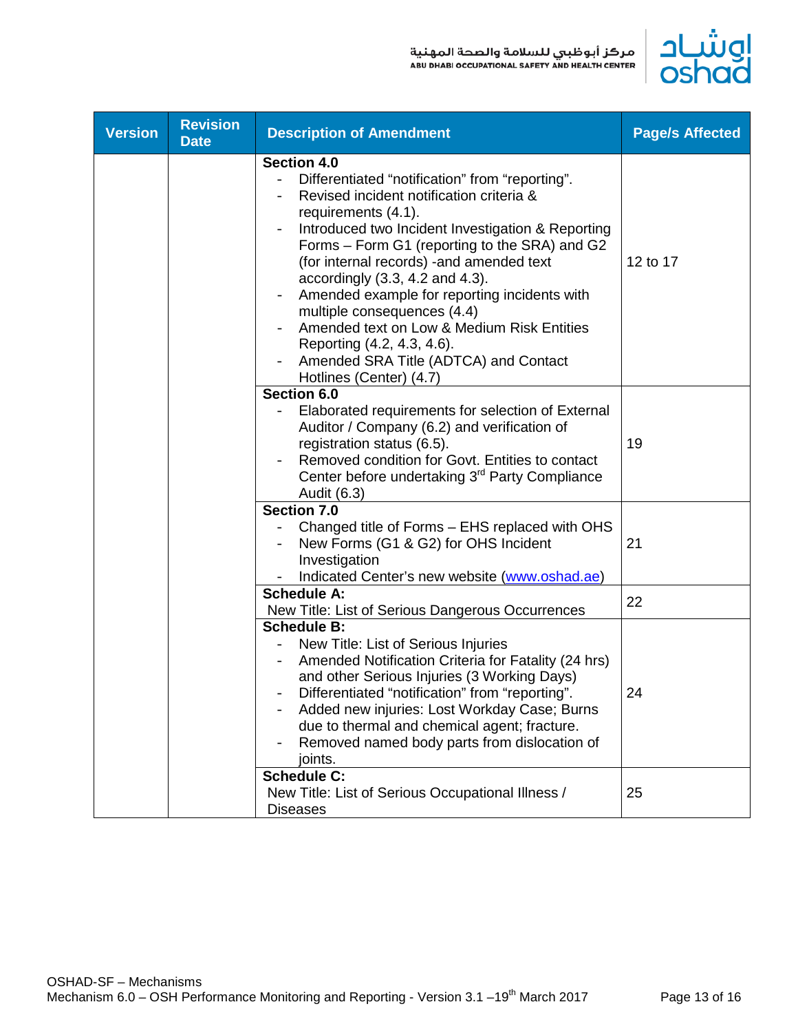| Version | Revision Date | Description of Amendment | Page/s Affected |
| --- | --- | --- | --- |
| | | **Section 4.0**<br>- Differentiated "notification" from "reporting".<br>- Revised incident notification criteria & requirements (4.1).<br>- Introduced two Incident Investigation & Reporting Forms – Form G1 (reporting to the SRA) and G2 (for internal records) -and amended text accordingly (3.3, 4.2 and 4.3).<br>- Amended example for reporting incidents with multiple consequences (4.4)<br>- Amended text on Low & Medium Risk Entities Reporting (4.2, 4.3, 4.6).<br>- Amended SRA Title (ADTCA) and Contact Hotlines (Center) (4.7) | 12 to 17 |
| | | **Section 6.0**<br>- Elaborated requirements for selection of External Auditor / Company (6.2) and verification of registration status (6.5).<br>- Removed condition for Govt. Entities to contact Center before undertaking 3rd Party Compliance Audit (6.3) | 19 |
| | | **Section 7.0**<br>- Changed title of Forms – EHS replaced with OHS<br>- New Forms (G1 & G2) for OHS Incident Investigation<br>- Indicated Center's new website (www.oshad.ae) | 21 |
| | | **Schedule A:**<br>New Title: List of Serious Dangerous Occurrences | 22 |
| | | **Schedule B:**<br>- New Title: List of Serious Injuries<br>- Amended Notification Criteria for Fatality (24 hrs) and other Serious Injuries (3 Working Days)<br>- Differentiated "notification" from "reporting".<br>- Added new injuries: Lost Workday Case; Burns due to thermal and chemical agent; fracture.<br>- Removed named body parts from dislocation of joints. | 24 |
| | | **Schedule C:**<br>New Title: List of Serious Occupational Illness / Diseases | 25 |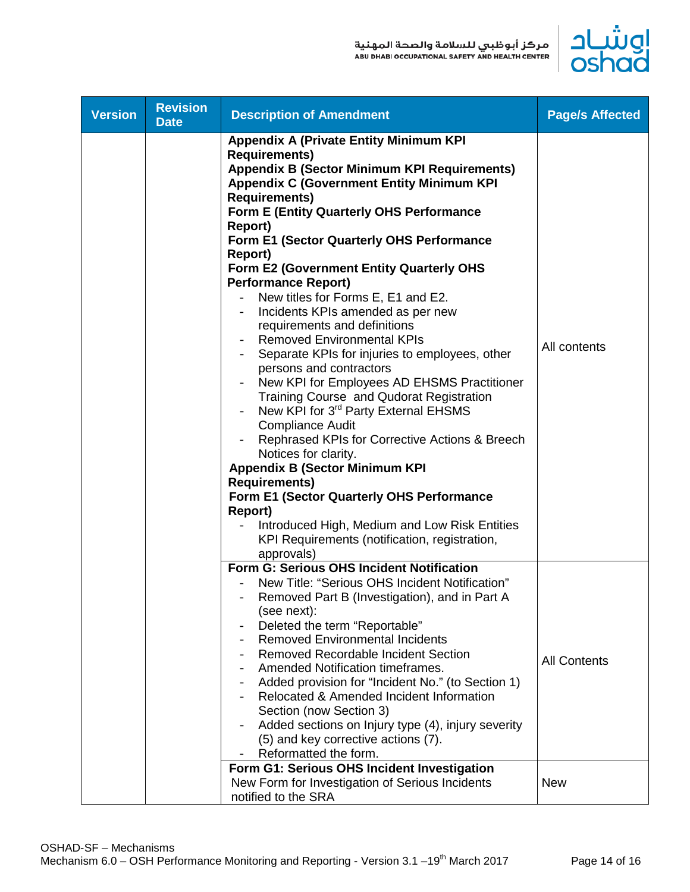| Version | Revision Date | Description of Amendment | Page/s Affected |
|---|---|---|---|
| | | **Appendix A (Private Entity Minimum KPI Requirements)**<br>**Appendix B (Sector Minimum KPI Requirements)**<br>**Appendix C (Government Entity Minimum KPI Requirements)**<br>**Form E (Entity Quarterly OHS Performance Report)**<br>**Form E1 (Sector Quarterly OHS Performance Report)**<br>**Form E2 (Government Entity Quarterly OHS Performance Report)**<br>- New titles for Forms E, E1 and E2.<br>- Incidents KPIs amended as per new requirements and definitions<br>- Removed Environmental KPIs<br>- Separate KPIs for injuries to employees, other persons and contractors<br>- New KPI for Employees AD EHSMS Practitioner Training Course and Qudorat Registration<br>- New KPI for 3rd Party External EHSMS Compliance Audit<br>- Rephrased KPIs for Corrective Actions & Breech Notices for clarity.<br>**Appendix B (Sector Minimum KPI Requirements)**<br>**Form E1 (Sector Quarterly OHS Performance Report)**<br>- Introduced High, Medium and Low Risk Entities KPI Requirements (notification, registration, approvals) | All contents |
| | | **Form G: Serious OHS Incident Notification**<br>- New Title: "Serious OHS Incident Notification"<br>- Removed Part B (Investigation), and in Part A (see next):<br>- Deleted the term "Reportable"<br>- Removed Environmental Incidents<br>- Removed Recordable Incident Section<br>- Amended Notification timeframes.<br>- Added provision for "Incident No." (to Section 1)<br>- Relocated & Amended Incident Information Section (now Section 3)<br>- Added sections on Injury type (4), injury severity (5) and key corrective actions (7).<br>- Reformatted the form. | All Contents |
| | | **Form G1: Serious OHS Incident Investigation**<br>New Form for Investigation of Serious Incidents notified to the SRA | New |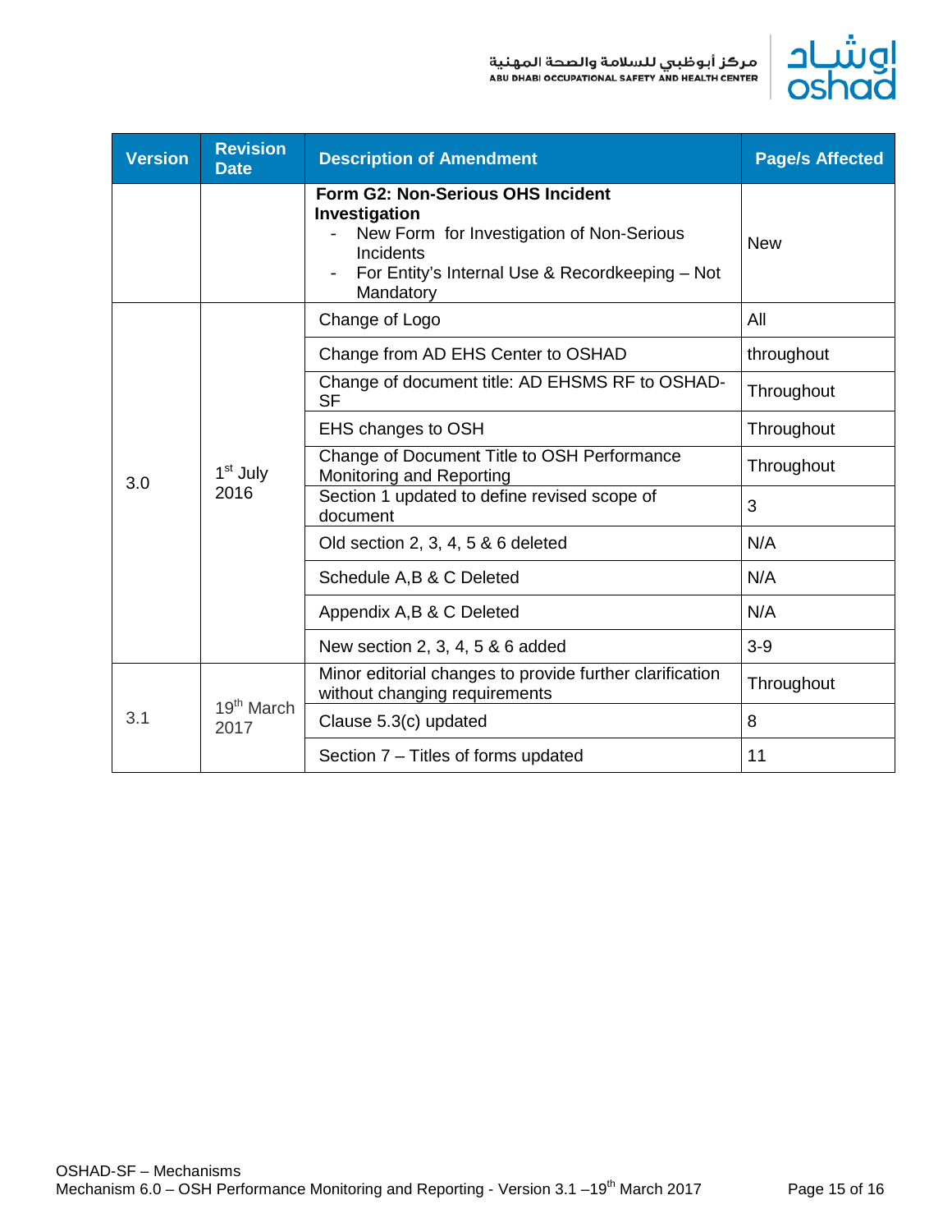| Version | Revision Date | Description of Amendment | Page/s Affected |
|---|---|---|---|
| | | **Form G2: Non-Serious OHS Incident Investigation**<br>- New Form for Investigation of Non-Serious Incidents<br>- For Entity's Internal Use & Recordkeeping – Not Mandatory | New |
| 3.0 | 1st July 2016 | Change of Logo | All |
| | | Change from AD EHS Center to OSHAD | throughout |
| | | Change of document title: AD EHSMS RF to OSHAD-SF | Throughout |
| | | EHS changes to OSH | Throughout |
| | | Change of Document Title to OSH Performance Monitoring and Reporting | Throughout |
| | | Section 1 updated to define revised scope of document | 3 |
| | | Old section 2, 3, 4, 5 & 6 deleted | N/A |
| | | Schedule A,B & C Deleted | N/A |
| | | Appendix A,B & C Deleted | N/A |
| | | New section 2, 3, 4, 5 & 6 added | 3-9 |
| 3.1 | 19th March 2017 | Minor editorial changes to provide further clarification without changing requirements | Throughout |
| | | Clause 5.3(c) updated | 8 |
| | | Section 7 – Titles of forms updated | 11 |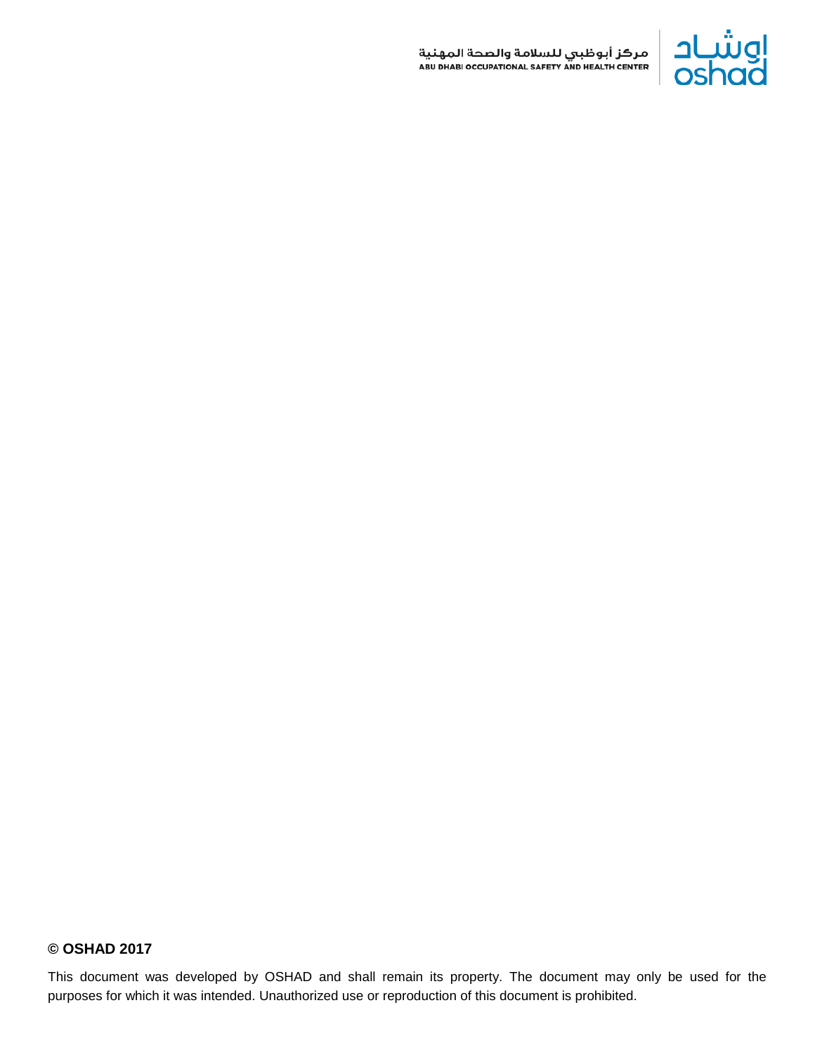**© OSHAD 2017**

This document was developed by OSHAD and shall remain its property. The document may only be used for the purposes for which it was intended. Unauthorized use or reproduction of this document is prohibited.